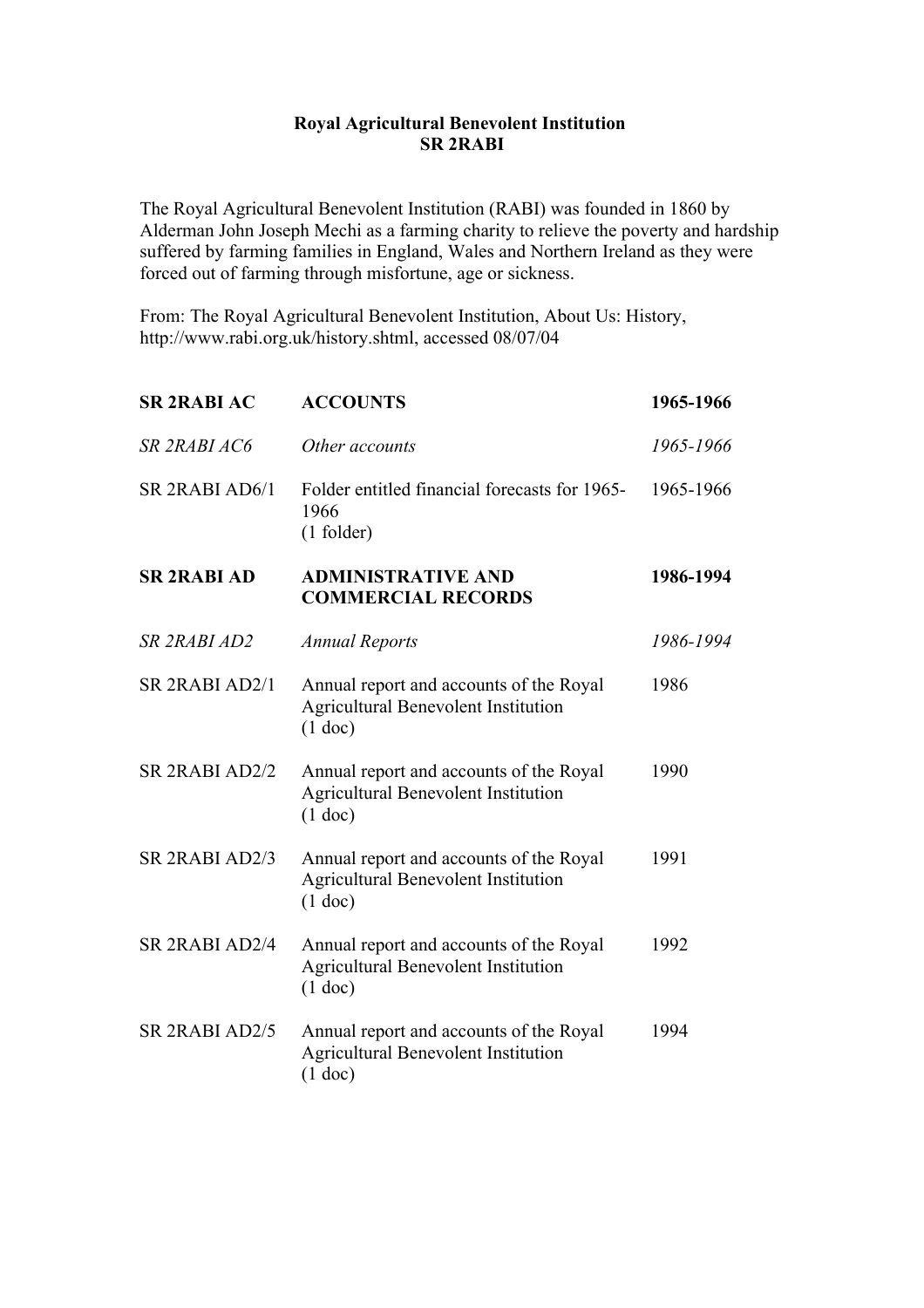**Royal Agricultural Benevolent Institution**
**SR 2RABI**

The Royal Agricultural Benevolent Institution (RABI) was founded in 1860 by Alderman John Joseph Mechi as a farming charity to relieve the poverty and hardship suffered by farming families in England, Wales and Northern Ireland as they were forced out of farming through misfortune, age or sickness.

From: The Royal Agricultural Benevolent Institution, About Us: History, http://www.rabi.org.uk/history.shtml, accessed 08/07/04

| | | |
|---|---|---|
| **SR 2RABI AC** | **ACCOUNTS** | **1965-1966** |
| *SR 2RABI AC6* | *Other accounts* | *1965-1966* |
| SR 2RABI AD6/1 | Folder entitled financial forecasts for 1965-1966 (1 folder) | 1965-1966 |
| **SR 2RABI AD** | **ADMINISTRATIVE AND COMMERCIAL RECORDS** | **1986-1994** |
| *SR 2RABI AD2* | *Annual Reports* | *1986-1994* |
| SR 2RABI AD2/1 | Annual report and accounts of the Royal Agricultural Benevolent Institution (1 doc) | 1986 |
| SR 2RABI AD2/2 | Annual report and accounts of the Royal Agricultural Benevolent Institution (1 doc) | 1990 |
| SR 2RABI AD2/3 | Annual report and accounts of the Royal Agricultural Benevolent Institution (1 doc) | 1991 |
| SR 2RABI AD2/4 | Annual report and accounts of the Royal Agricultural Benevolent Institution (1 doc) | 1992 |
| SR 2RABI AD2/5 | Annual report and accounts of the Royal Agricultural Benevolent Institution (1 doc) | 1994 |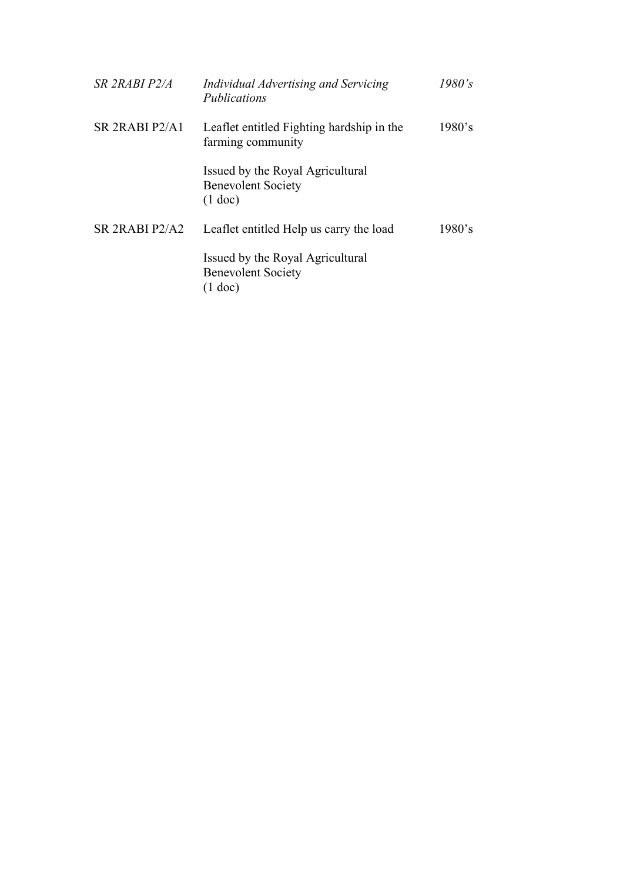| | | |
|---|---|---|
| *SR 2RABI P2/A* | *Individual Advertising and Servicing Publications* | *1980's* |
| SR 2RABI P2/A1 | Leaflet entitled Fighting hardship in the farming community<br><br>Issued by the Royal Agricultural Benevolent Society<br>(1 doc) | 1980's |
| SR 2RABI P2/A2 | Leaflet entitled Help us carry the load<br><br>Issued by the Royal Agricultural Benevolent Society<br>(1 doc) | 1980's |